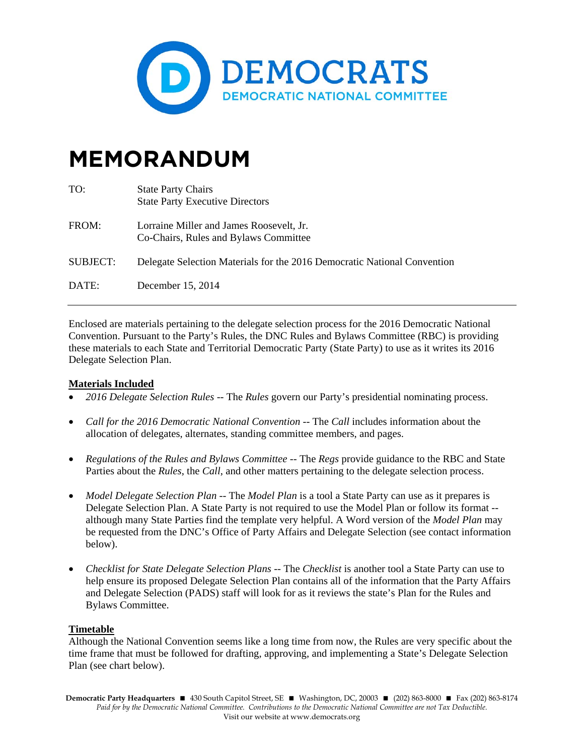DEMOCRATS

DEMOCRATIC NATIONAL COMMITTEE

# MEMORANDUM

| | |
|---|---|
| TO: | State Party Chairs<br>State Party Executive Directors |
| FROM: | Lorraine Miller and James Roosevelt, Jr.<br>Co-Chairs, Rules and Bylaws Committee |
| SUBJECT: | Delegate Selection Materials for the 2016 Democratic National Convention |
| DATE: | December 15, 2014 |

---

Enclosed are materials pertaining to the delegate selection process for the 2016 Democratic National Convention. Pursuant to the Party's Rules, the DNC Rules and Bylaws Committee (RBC) is providing these materials to each State and Territorial Democratic Party (State Party) to use as it writes its 2016 Delegate Selection Plan.

**Materials Included**

- *2016 Delegate Selection Rules* -- The *Rules* govern our Party's presidential nominating process.
- *Call for the 2016 Democratic National Convention* -- The *Call* includes information about the allocation of delegates, alternates, standing committee members, and pages.
- *Regulations of the Rules and Bylaws Committee* -- The *Regs* provide guidance to the RBC and State Parties about the *Rules*, the *Call*, and other matters pertaining to the delegate selection process.
- *Model Delegate Selection Plan* -- The *Model Plan* is a tool a State Party can use as it prepares is Delegate Selection Plan. A State Party is not required to use the Model Plan or follow its format -- although many State Parties find the template very helpful. A Word version of the *Model Plan* may be requested from the DNC's Office of Party Affairs and Delegate Selection (see contact information below).
- *Checklist for State Delegate Selection Plans* -- The *Checklist* is another tool a State Party can use to help ensure its proposed Delegate Selection Plan contains all of the information that the Party Affairs and Delegate Selection (PADS) staff will look for as it reviews the state's Plan for the Rules and Bylaws Committee.

**Timetable**

Although the National Convention seems like a long time from now, the Rules are very specific about the time frame that must be followed for drafting, approving, and implementing a State's Delegate Selection Plan (see chart below).

**Democratic Party Headquarters** ■ 430 South Capitol Street, SE ■ Washington, DC, 20003 ■ (202) 863-8000 ■ Fax (202) 863-8174
*Paid for by the Democratic National Committee. Contributions to the Democratic National Committee are not Tax Deductible.*
Visit our website at www.democrats.org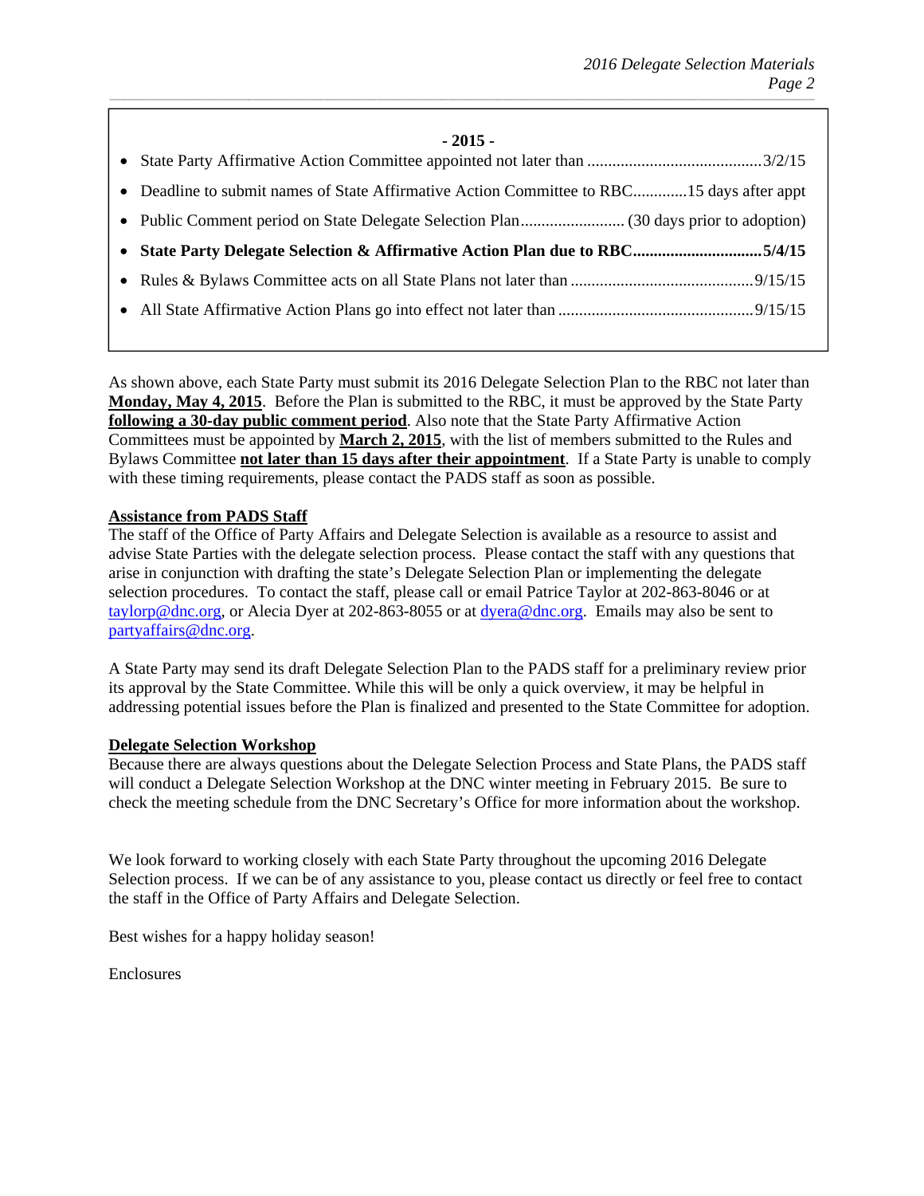**- 2015 -**

- State Party Affirmative Action Committee appointed not later than ..........................................3/2/15
- Deadline to submit names of State Affirmative Action Committee to RBC.............15 days after appt
- Public Comment period on State Delegate Selection Plan......................... (30 days prior to adoption)
- **State Party Delegate Selection & Affirmative Action Plan due to RBC..............................5/4/15**
- Rules & Bylaws Committee acts on all State Plans not later than ...........................................9/15/15
- All State Affirmative Action Plans go into effect not later than ..............................................9/15/15

As shown above, each State Party must submit its 2016 Delegate Selection Plan to the RBC not later than **Monday, May 4, 2015**. Before the Plan is submitted to the RBC, it must be approved by the State Party **following a 30-day public comment period**. Also note that the State Party Affirmative Action Committees must be appointed by **March 2, 2015**, with the list of members submitted to the Rules and Bylaws Committee **not later than 15 days after their appointment**. If a State Party is unable to comply with these timing requirements, please contact the PADS staff as soon as possible.

**Assistance from PADS Staff**

The staff of the Office of Party Affairs and Delegate Selection is available as a resource to assist and advise State Parties with the delegate selection process. Please contact the staff with any questions that arise in conjunction with drafting the state's Delegate Selection Plan or implementing the delegate selection procedures. To contact the staff, please call or email Patrice Taylor at 202-863-8046 or at taylorp@dnc.org, or Alecia Dyer at 202-863-8055 or at dyera@dnc.org. Emails may also be sent to partyaffairs@dnc.org.

A State Party may send its draft Delegate Selection Plan to the PADS staff for a preliminary review prior its approval by the State Committee. While this will be only a quick overview, it may be helpful in addressing potential issues before the Plan is finalized and presented to the State Committee for adoption.

**Delegate Selection Workshop**

Because there are always questions about the Delegate Selection Process and State Plans, the PADS staff will conduct a Delegate Selection Workshop at the DNC winter meeting in February 2015. Be sure to check the meeting schedule from the DNC Secretary's Office for more information about the workshop.

We look forward to working closely with each State Party throughout the upcoming 2016 Delegate Selection process. If we can be of any assistance to you, please contact us directly or feel free to contact the staff in the Office of Party Affairs and Delegate Selection.

Best wishes for a happy holiday season!

Enclosures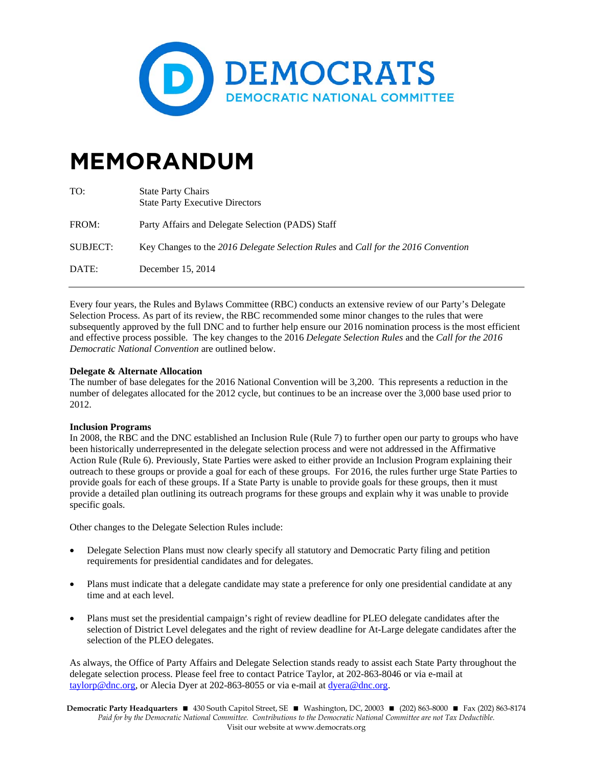# DEMOCRATS

DEMOCRATIC NATIONAL COMMITTEE

# MEMORANDUM

| | |
|---|---|
| TO: | State Party Chairs<br>State Party Executive Directors |
| FROM: | Party Affairs and Delegate Selection (PADS) Staff |
| SUBJECT: | Key Changes to the *2016 Delegate Selection Rules* and *Call for the 2016 Convention* |
| DATE: | December 15, 2014 |

---

Every four years, the Rules and Bylaws Committee (RBC) conducts an extensive review of our Party's Delegate Selection Process. As part of its review, the RBC recommended some minor changes to the rules that were subsequently approved by the full DNC and to further help ensure our 2016 nomination process is the most efficient and effective process possible. The key changes to the 2016 *Delegate Selection Rules* and the *Call for the 2016 Democratic National Convention* are outlined below.

**Delegate & Alternate Allocation**

The number of base delegates for the 2016 National Convention will be 3,200. This represents a reduction in the number of delegates allocated for the 2012 cycle, but continues to be an increase over the 3,000 base used prior to 2012.

**Inclusion Programs**

In 2008, the RBC and the DNC established an Inclusion Rule (Rule 7) to further open our party to groups who have been historically underrepresented in the delegate selection process and were not addressed in the Affirmative Action Rule (Rule 6). Previously, State Parties were asked to either provide an Inclusion Program explaining their outreach to these groups or provide a goal for each of these groups. For 2016, the rules further urge State Parties to provide goals for each of these groups. If a State Party is unable to provide goals for these groups, then it must provide a detailed plan outlining its outreach programs for these groups and explain why it was unable to provide specific goals.

Other changes to the Delegate Selection Rules include:

- Delegate Selection Plans must now clearly specify all statutory and Democratic Party filing and petition requirements for presidential candidates and for delegates.

- Plans must indicate that a delegate candidate may state a preference for only one presidential candidate at any time and at each level.

- Plans must set the presidential campaign's right of review deadline for PLEO delegate candidates after the selection of District Level delegates and the right of review deadline for At-Large delegate candidates after the selection of the PLEO delegates.

As always, the Office of Party Affairs and Delegate Selection stands ready to assist each State Party throughout the delegate selection process. Please feel free to contact Patrice Taylor, at 202-863-8046 or via e-mail at taylorp@dnc.org, or Alecia Dyer at 202-863-8055 or via e-mail at dyera@dnc.org.

**Democratic Party Headquarters** ■ 430 South Capitol Street, SE ■ Washington, DC, 20003 ■ (202) 863-8000 ■ Fax (202) 863-8174
*Paid for by the Democratic National Committee. Contributions to the Democratic National Committee are not Tax Deductible.*
Visit our website at www.democrats.org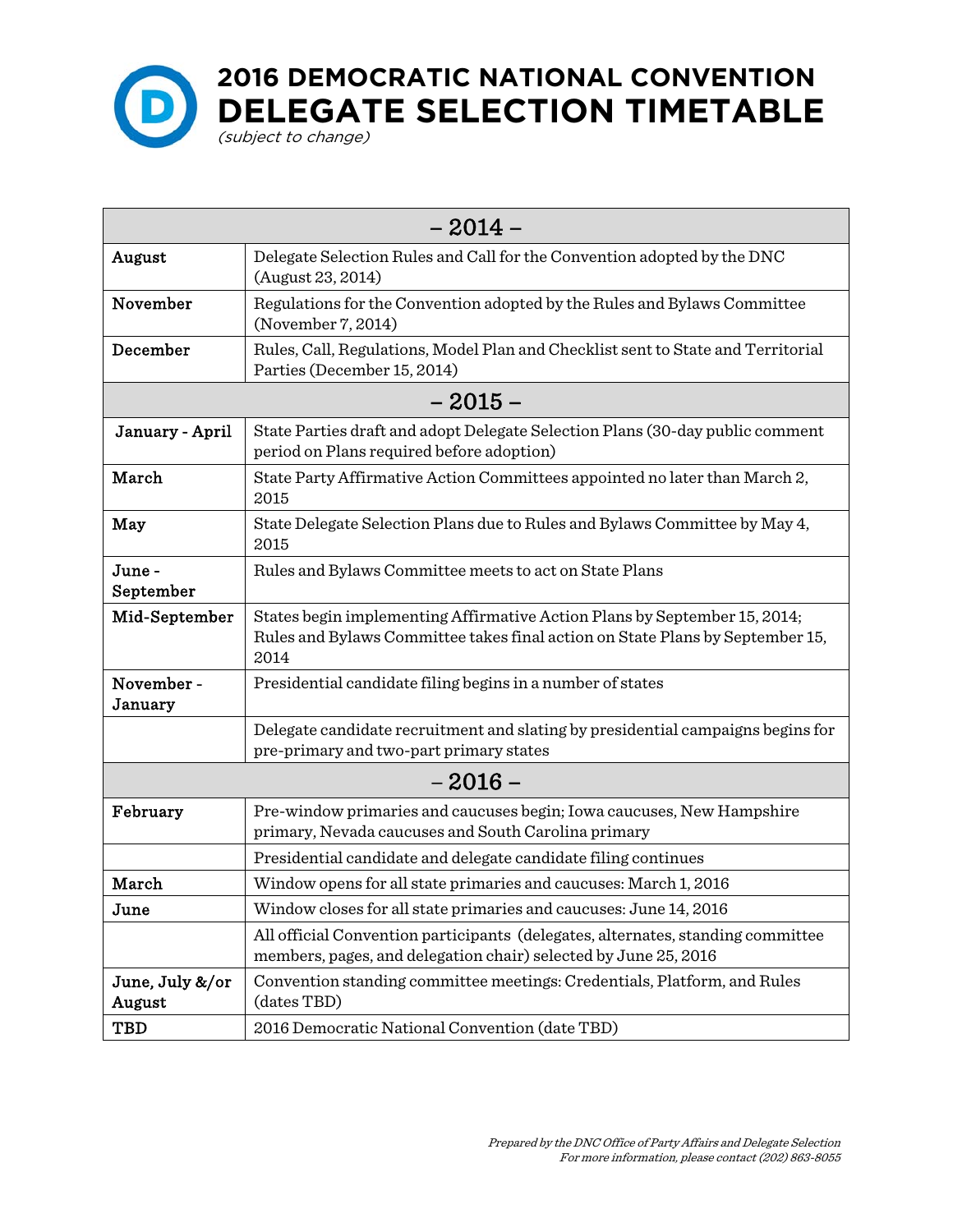# 2016 DEMOCRATIC NATIONAL CONVENTION
# DELEGATE SELECTION TIMETABLE

*(subject to change)*

| – 2014 – | |
|---|---|
| **August** | Delegate Selection Rules and Call for the Convention adopted by the DNC (August 23, 2014) |
| **November** | Regulations for the Convention adopted by the Rules and Bylaws Committee (November 7, 2014) |
| **December** | Rules, Call, Regulations, Model Plan and Checklist sent to State and Territorial Parties (December 15, 2014) |
| **– 2015 –** | |
| **January - April** | State Parties draft and adopt Delegate Selection Plans (30-day public comment period on Plans required before adoption) |
| **March** | State Party Affirmative Action Committees appointed no later than March 2, 2015 |
| **May** | State Delegate Selection Plans due to Rules and Bylaws Committee by May 4, 2015 |
| **June - September** | Rules and Bylaws Committee meets to act on State Plans |
| **Mid-September** | States begin implementing Affirmative Action Plans by September 15, 2014; Rules and Bylaws Committee takes final action on State Plans by September 15, 2014 |
| **November - January** | Presidential candidate filing begins in a number of states |
| | Delegate candidate recruitment and slating by presidential campaigns begins for pre-primary and two-part primary states |
| **– 2016 –** | |
| **February** | Pre-window primaries and caucuses begin; Iowa caucuses, New Hampshire primary, Nevada caucuses and South Carolina primary |
| | Presidential candidate and delegate candidate filing continues |
| **March** | Window opens for all state primaries and caucuses: March 1, 2016 |
| **June** | Window closes for all state primaries and caucuses: June 14, 2016 |
| | All official Convention participants (delegates, alternates, standing committee members, pages, and delegation chair) selected by June 25, 2016 |
| **June, July &/or August** | Convention standing committee meetings: Credentials, Platform, and Rules (dates TBD) |
| **TBD** | 2016 Democratic National Convention (date TBD) |

*Prepared by the DNC Office of Party Affairs and Delegate Selection*
*For more information, please contact (202) 863-8055*